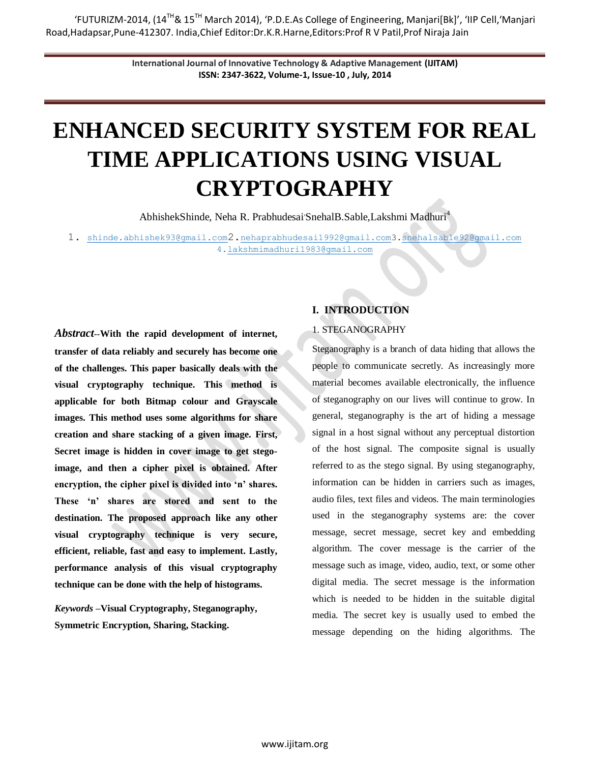# ENHANCED SECURITY SYSTEM FOR REAL TIME APPLICATIONS USING VISUAL CRYPTOGRAPHY

AbhishekShinde, Neha R. Prabhudesai, SnehalB.Sable, Lakshmi Madhuri[4]

1. shinde.abhishek93@gmail.com 2. nehaprabhudesai1992@gmail.com 3. snehalsable92@gmail.com 4. lakshmimadhuri1983@gmail.com

***Abstract*--With the rapid development of internet, transfer of data reliably and securely has become one of the challenges. This paper basically deals with the visual cryptography technique. This method is applicable for both Bitmap colour and Grayscale images. This method uses some algorithms for share creation and share stacking of a given image. First, Secret image is hidden in cover image to get stego-image, and then a cipher pixel is obtained. After encryption, the cipher pixel is divided into 'n' shares. These 'n' shares are stored and sent to the destination. The proposed approach like any other visual cryptography technique is very secure, efficient, reliable, fast and easy to implement. Lastly, performance analysis of this visual cryptography technique can be done with the help of histograms.**

***Keywords* –Visual Cryptography, Steganography, Symmetric Encryption, Sharing, Stacking.**

## I. INTRODUCTION

### 1. STEGANOGRAPHY

Steganography is a branch of data hiding that allows the people to communicate secretly. As increasingly more material becomes available electronically, the influence of steganography on our lives will continue to grow. In general, steganography is the art of hiding a message signal in a host signal without any perceptual distortion of the host signal. The composite signal is usually referred to as the stego signal. By using steganography, information can be hidden in carriers such as images, audio files, text files and videos. The main terminologies used in the steganography systems are: the cover message, secret message, secret key and embedding algorithm. The cover message is the carrier of the message such as image, video, audio, text, or some other digital media. The secret message is the information which is needed to be hidden in the suitable digital media. The secret key is usually used to embed the message depending on the hiding algorithms. The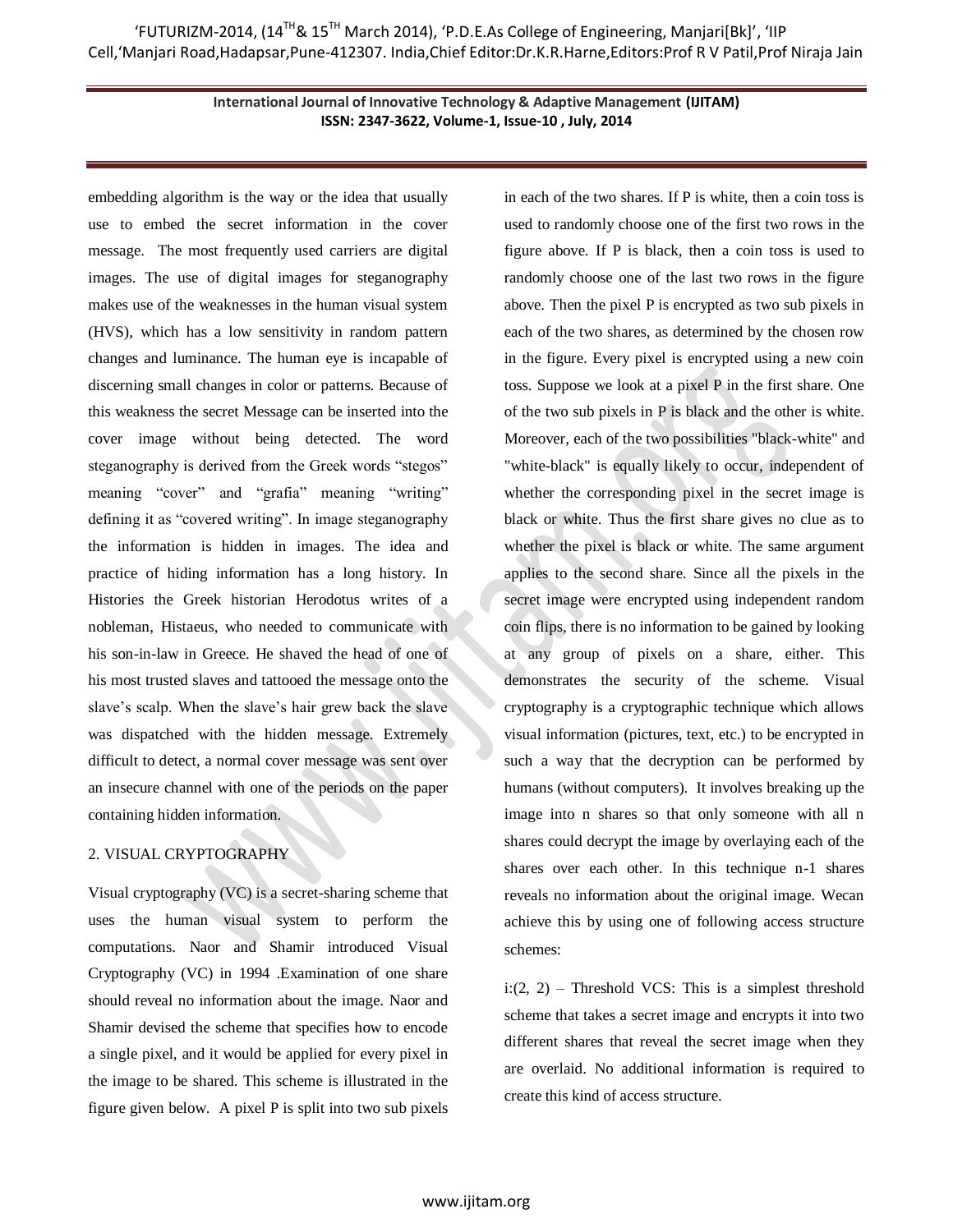embedding algorithm is the way or the idea that usually use to embed the secret information in the cover message. The most frequently used carriers are digital images. The use of digital images for steganography makes use of the weaknesses in the human visual system (HVS), which has a low sensitivity in random pattern changes and luminance. The human eye is incapable of discerning small changes in color or patterns. Because of this weakness the secret Message can be inserted into the cover image without being detected. The word steganography is derived from the Greek words "stegos" meaning "cover" and "grafia" meaning "writing" defining it as "covered writing". In image steganography the information is hidden in images. The idea and practice of hiding information has a long history. In Histories the Greek historian Herodotus writes of a nobleman, Histaeus, who needed to communicate with his son-in-law in Greece. He shaved the head of one of his most trusted slaves and tattooed the message onto the slave's scalp. When the slave's hair grew back the slave was dispatched with the hidden message. Extremely difficult to detect, a normal cover message was sent over an insecure channel with one of the periods on the paper containing hidden information.

## 2. VISUAL CRYPTOGRAPHY

Visual cryptography (VC) is a secret-sharing scheme that uses the human visual system to perform the computations. Naor and Shamir introduced Visual Cryptography (VC) in 1994 .Examination of one share should reveal no information about the image. Naor and Shamir devised the scheme that specifies how to encode a single pixel, and it would be applied for every pixel in the image to be shared. This scheme is illustrated in the figure given below. A pixel P is split into two sub pixels in each of the two shares. If P is white, then a coin toss is used to randomly choose one of the first two rows in the figure above. If P is black, then a coin toss is used to randomly choose one of the last two rows in the figure above. Then the pixel P is encrypted as two sub pixels in each of the two shares, as determined by the chosen row in the figure. Every pixel is encrypted using a new coin toss. Suppose we look at a pixel P in the first share. One of the two sub pixels in P is black and the other is white. Moreover, each of the two possibilities "black-white" and "white-black" is equally likely to occur, independent of whether the corresponding pixel in the secret image is black or white. Thus the first share gives no clue as to whether the pixel is black or white. The same argument applies to the second share. Since all the pixels in the secret image were encrypted using independent random coin flips, there is no information to be gained by looking at any group of pixels on a share, either. This demonstrates the security of the scheme. Visual cryptography is a cryptographic technique which allows visual information (pictures, text, etc.) to be encrypted in such a way that the decryption can be performed by humans (without computers). It involves breaking up the image into n shares so that only someone with all n shares could decrypt the image by overlaying each of the shares over each other. In this technique n-1 shares reveals no information about the original image. Wecan achieve this by using one of following access structure schemes:

i:(2, 2) – Threshold VCS: This is a simplest threshold scheme that takes a secret image and encrypts it into two different shares that reveal the secret image when they are overlaid. No additional information is required to create this kind of access structure.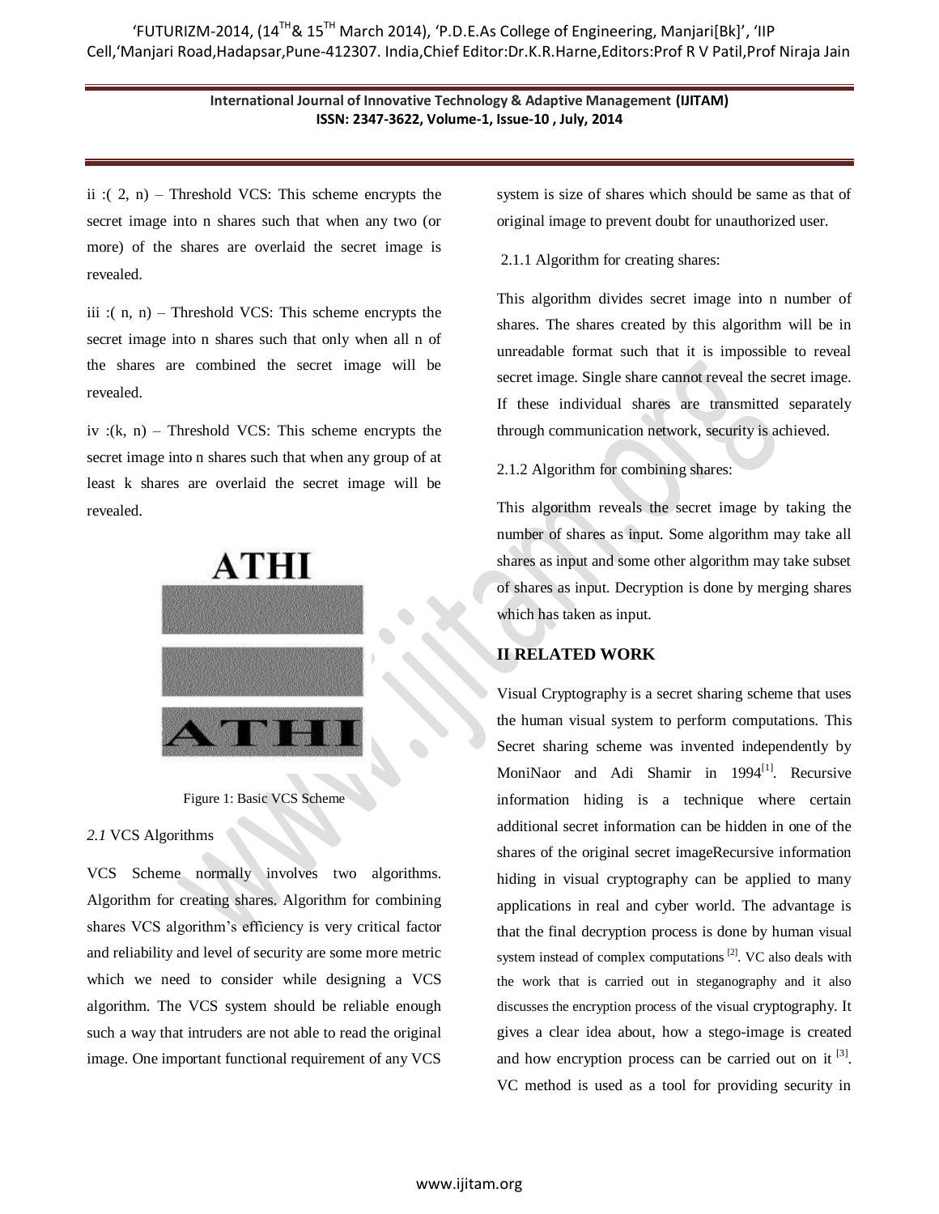ii :( 2, n) – Threshold VCS: This scheme encrypts the secret image into n shares such that when any two (or more) of the shares are overlaid the secret image is revealed.

iii :( n, n) – Threshold VCS: This scheme encrypts the secret image into n shares such that only when all n of the shares are combined the secret image will be revealed.

iv :(k, n) – Threshold VCS: This scheme encrypts the secret image into n shares such that when any group of at least k shares are overlaid the secret image will be revealed.

Figure 1: Basic VCS Scheme

### *2.1* VCS Algorithms

VCS Scheme normally involves two algorithms. Algorithm for creating shares. Algorithm for combining shares VCS algorithm's efficiency is very critical factor and reliability and level of security are some more metric which we need to consider while designing a VCS algorithm. The VCS system should be reliable enough such a way that intruders are not able to read the original image. One important functional requirement of any VCS system is size of shares which should be same as that of original image to prevent doubt for unauthorized user.

#### 2.1.1 Algorithm for creating shares:

This algorithm divides secret image into n number of shares. The shares created by this algorithm will be in unreadable format such that it is impossible to reveal secret image. Single share cannot reveal the secret image. If these individual shares are transmitted separately through communication network, security is achieved.

#### 2.1.2 Algorithm for combining shares:

This algorithm reveals the secret image by taking the number of shares as input. Some algorithm may take all shares as input and some other algorithm may take subset of shares as input. Decryption is done by merging shares which has taken as input.

## II RELATED WORK

Visual Cryptography is a secret sharing scheme that uses the human visual system to perform computations. This Secret sharing scheme was invented independently by MoniNaor and Adi Shamir in 1994[1]. Recursive information hiding is a technique where certain additional secret information can be hidden in one of the shares of the original secret imageRecursive information hiding in visual cryptography can be applied to many applications in real and cyber world. The advantage is that the final decryption process is done by human visual system instead of complex computations [2]. VC also deals with the work that is carried out in steganography and it also discusses the encryption process of the visual cryptography. It gives a clear idea about, how a stego-image is created and how encryption process can be carried out on it [3]. VC method is used as a tool for providing security in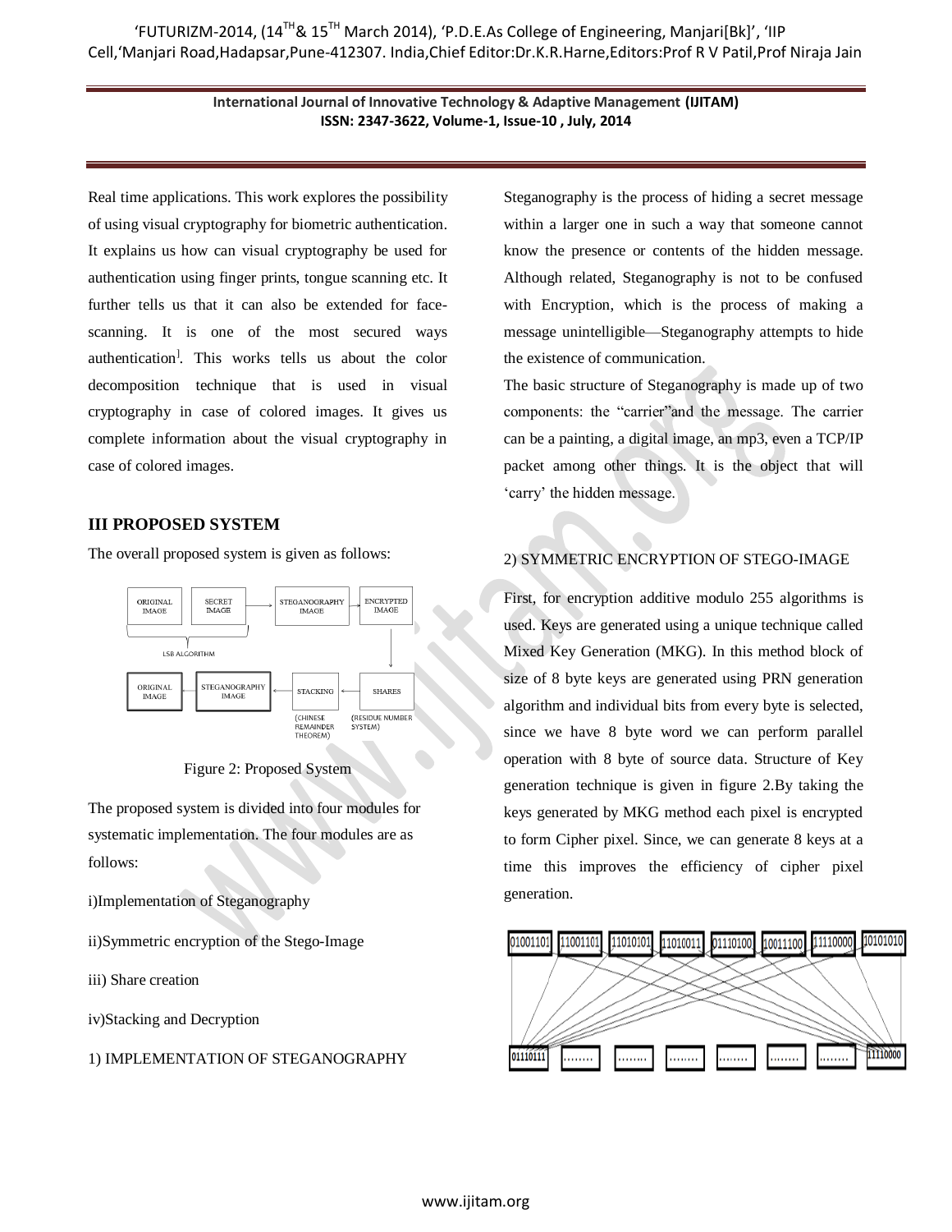Real time applications. This work explores the possibility of using visual cryptography for biometric authentication. It explains us how can visual cryptography be used for authentication using finger prints, tongue scanning etc. It further tells us that it can also be extended for face-scanning. It is one of the most secured ways authentication[]. This works tells us about the color decomposition technique that is used in visual cryptography in case of colored images. It gives us complete information about the visual cryptography in case of colored images.

## III PROPOSED SYSTEM

The overall proposed system is given as follows:

Figure 2: Proposed System

The proposed system is divided into four modules for systematic implementation. The four modules are as follows:

i)Implementation of Steganography

ii)Symmetric encryption of the Stego-Image

iii) Share creation

iv)Stacking and Decryption

1) IMPLEMENTATION OF STEGANOGRAPHY

Steganography is the process of hiding a secret message within a larger one in such a way that someone cannot know the presence or contents of the hidden message. Although related, Steganography is not to be confused with Encryption, which is the process of making a message unintelligible—Steganography attempts to hide the existence of communication.

The basic structure of Steganography is made up of two components: the "carrier"and the message. The carrier can be a painting, a digital image, an mp3, even a TCP/IP packet among other things. It is the object that will 'carry' the hidden message.

2) SYMMETRIC ENCRYPTION OF STEGO-IMAGE

First, for encryption additive modulo 255 algorithms is used. Keys are generated using a unique technique called Mixed Key Generation (MKG). In this method block of size of 8 byte keys are generated using PRN generation algorithm and individual bits from every byte is selected, since we have 8 byte word we can perform parallel operation with 8 byte of source data. Structure of Key generation technique is given in figure 2.By taking the keys generated by MKG method each pixel is encrypted to form Cipher pixel. Since, we can generate 8 keys at a time this improves the efficiency of cipher pixel generation.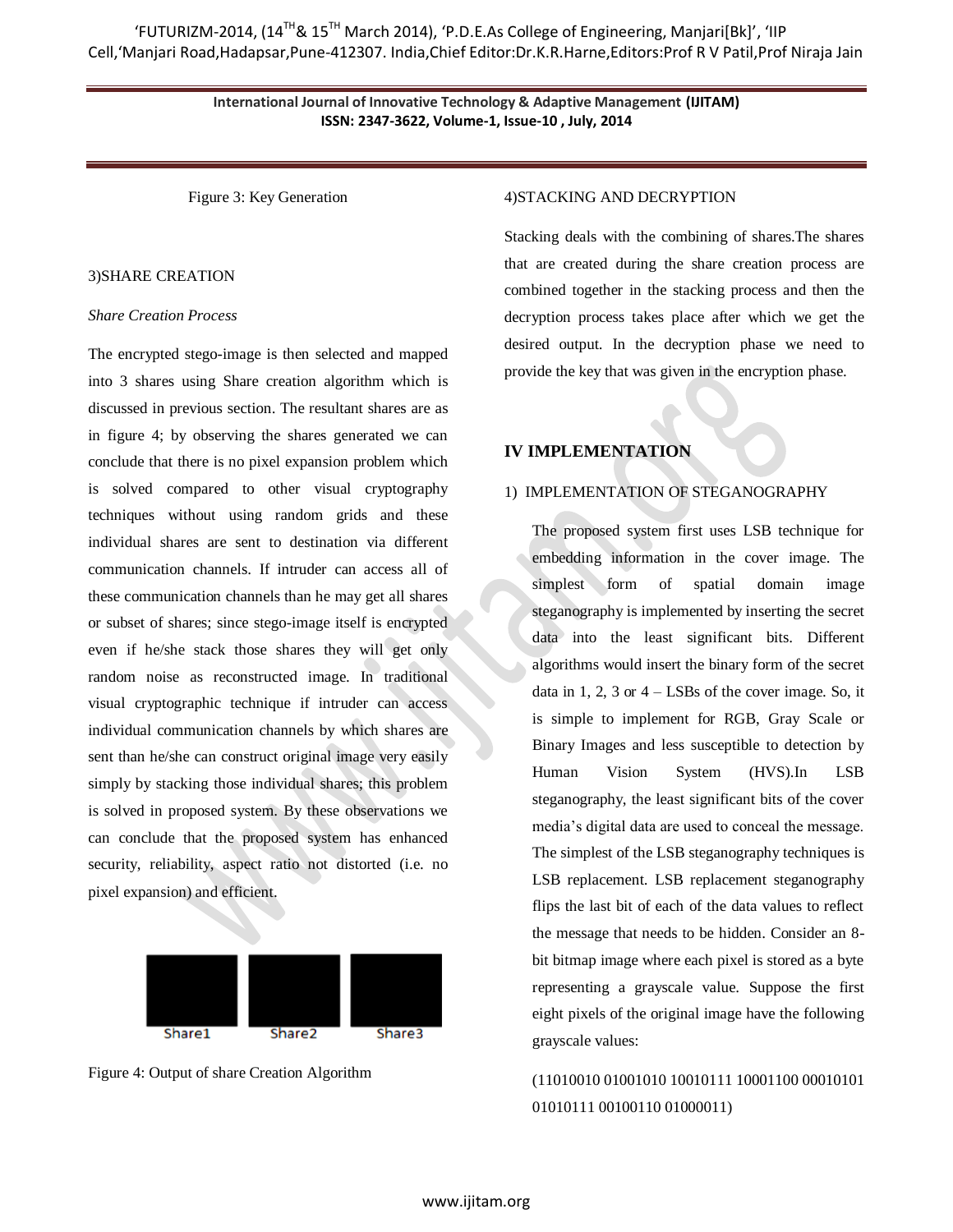Figure 3: Key Generation

3)SHARE CREATION

*Share Creation Process*

The encrypted stego-image is then selected and mapped into 3 shares using Share creation algorithm which is discussed in previous section. The resultant shares are as in figure 4; by observing the shares generated we can conclude that there is no pixel expansion problem which is solved compared to other visual cryptography techniques without using random grids and these individual shares are sent to destination via different communication channels. If intruder can access all of these communication channels than he may get all shares or subset of shares; since stego-image itself is encrypted even if he/she stack those shares they will get only random noise as reconstructed image. In traditional visual cryptographic technique if intruder can access individual communication channels by which shares are sent than he/she can construct original image very easily simply by stacking those individual shares; this problem is solved in proposed system. By these observations we can conclude that the proposed system has enhanced security, reliability, aspect ratio not distorted (i.e. no pixel expansion) and efficient.

Share1 Share2 Share3

Figure 4: Output of share Creation Algorithm

4)STACKING AND DECRYPTION

Stacking deals with the combining of shares.The shares that are created during the share creation process are combined together in the stacking process and then the decryption process takes place after which we get the desired output. In the decryption phase we need to provide the key that was given in the encryption phase.

## IV IMPLEMENTATION

1) IMPLEMENTATION OF STEGANOGRAPHY

The proposed system first uses LSB technique for embedding information in the cover image. The simplest form of spatial domain image steganography is implemented by inserting the secret data into the least significant bits. Different algorithms would insert the binary form of the secret data in 1, 2, 3 or 4 – LSBs of the cover image. So, it is simple to implement for RGB, Gray Scale or Binary Images and less susceptible to detection by Human Vision System (HVS).In LSB steganography, the least significant bits of the cover media's digital data are used to conceal the message. The simplest of the LSB steganography techniques is LSB replacement. LSB replacement steganography flips the last bit of each of the data values to reflect the message that needs to be hidden. Consider an 8-bit bitmap image where each pixel is stored as a byte representing a grayscale value. Suppose the first eight pixels of the original image have the following grayscale values:

(11010010 01001010 10010111 10001100 00010101 01010111 00100110 01000011)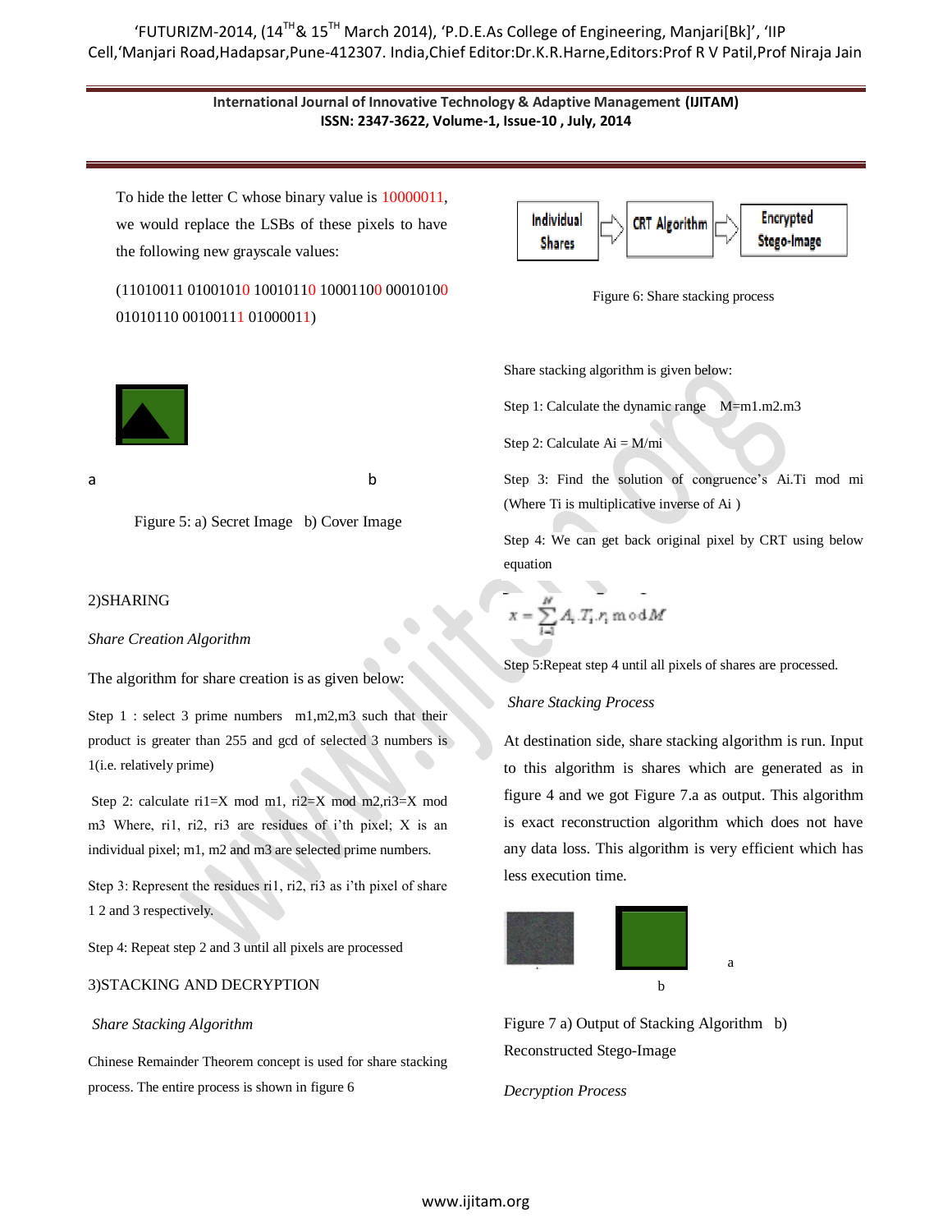To hide the letter C whose binary value is 10000011, we would replace the LSBs of these pixels to have the following new grayscale values:

(11010011 01001010 10010110 10001100 00010100 01010110 00100111 01000011)

a b

Figure 5: a) Secret Image b) Cover Image

2)SHARING

*Share Creation Algorithm*

The algorithm for share creation is as given below:

Step 1 : select 3 prime numbers m1,m2,m3 such that their product is greater than 255 and gcd of selected 3 numbers is 1(i.e. relatively prime)

Step 2: calculate ri1=X mod m1, ri2=X mod m2,ri3=X mod m3 Where, ri1, ri2, ri3 are residues of i'th pixel; X is an individual pixel; m1, m2 and m3 are selected prime numbers.

Step 3: Represent the residues ri1, ri2, ri3 as i'th pixel of share 1 2 and 3 respectively.

Step 4: Repeat step 2 and 3 until all pixels are processed

3)STACKING AND DECRYPTION

*Share Stacking Algorithm*

Chinese Remainder Theorem concept is used for share stacking process. The entire process is shown in figure 6

Individual Shares → CRT Algorithm → Encrypted Stego-Image

Figure 6: Share stacking process

Share stacking algorithm is given below:

Step 1: Calculate the dynamic range M=m1.m2.m3

Step 2: Calculate Ai = M/mi

Step 3: Find the solution of congruence's Ai.Ti mod mi (Where Ti is multiplicative inverse of Ai )

Step 4: We can get back original pixel by CRT using below equation

$$x = \sum_{i=1}^{N} A_i . T_i . r_i \bmod M$$

Step 5:Repeat step 4 until all pixels of shares are processed.

*Share Stacking Process*

At destination side, share stacking algorithm is run. Input to this algorithm is shares which are generated as in figure 4 and we got Figure 7.a as output. This algorithm is exact reconstruction algorithm which does not have any data loss. This algorithm is very efficient which has less execution time.

a

b

Figure 7 a) Output of Stacking Algorithm b) Reconstructed Stego-Image

*Decryption Process*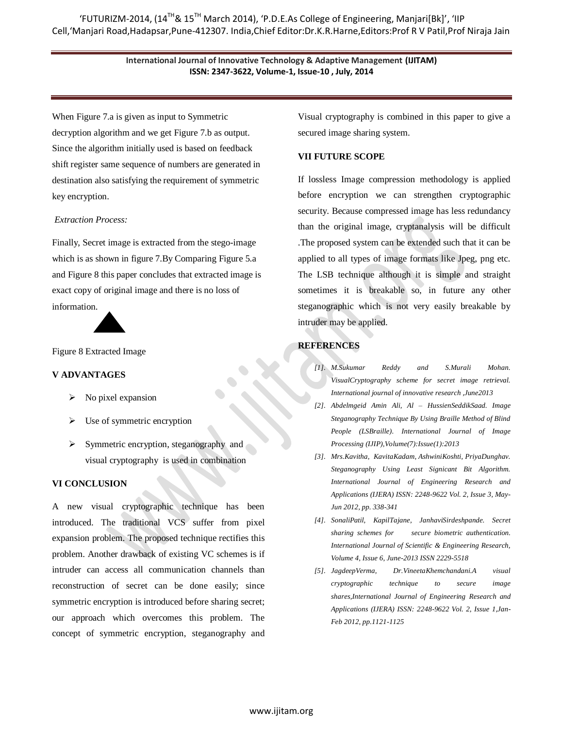When Figure 7.a is given as input to Symmetric decryption algorithm and we get Figure 7.b as output. Since the algorithm initially used is based on feedback shift register same sequence of numbers are generated in destination also satisfying the requirement of symmetric key encryption.

*Extraction Process:*

Finally, Secret image is extracted from the stego-image which is as shown in figure 7.By Comparing Figure 5.a and Figure 8 this paper concludes that extracted image is exact copy of original image and there is no loss of information.

Figure 8 Extracted Image

## V ADVANTAGES

- No pixel expansion
- Use of symmetric encryption
- Symmetric encryption, steganography and visual cryptography is used in combination

## VI CONCLUSION

A new visual cryptographic technique has been introduced. The traditional VCS suffer from pixel expansion problem. The proposed technique rectifies this problem. Another drawback of existing VC schemes is if intruder can access all communication channels than reconstruction of secret can be done easily; since symmetric encryption is introduced before sharing secret; our approach which overcomes this problem. The concept of symmetric encryption, steganography and Visual cryptography is combined in this paper to give a secured image sharing system.

## VII FUTURE SCOPE

If lossless Image compression methodology is applied before encryption we can strengthen cryptographic security. Because compressed image has less redundancy than the original image, cryptanalysis will be difficult .The proposed system can be extended such that it can be applied to all types of image formats like Jpeg, png etc. The LSB technique although it is simple and straight sometimes it is breakable so, in future any other steganographic which is not very easily breakable by intruder may be applied.

## REFERENCES

[1]. *M.Sukumar Reddy and S.Murali Mohan. VisualCryptography scheme for secret image retrieval. International journal of innovative research ,June2013*

[2]. *Abdelmgeid Amin Ali, Al – HussienSeddikSaad. Image Steganography Technique By Using Braille Method of Blind People (LSBraille). International Journal of Image Processing (IJIP),Volume(7):Issue(1):2013*

[3]. *Mrs.Kavitha, KavitaKadam, AshwiniKoshti, PriyaDunghav. Steganography Using Least Signicant Bit Algorithm. International Journal of Engineering Research and Applications (IJERA) ISSN: 2248-9622 Vol. 2, Issue 3, May-Jun 2012, pp. 338-341*

[4]. *SonaliPatil, KapilTajane, JanhaviSirdeshpande. Secret sharing schemes for secure biometric authentication. International Journal of Scientific & Engineering Research, Volume 4, Issue 6, June-2013 ISSN 2229-5518*

[5]. *JagdeepVerma, Dr.VineetaKhemchandani.A visual cryptographic technique to secure image shares,International Journal of Engineering Research and Applications (IJERA) ISSN: 2248-9622 Vol. 2, Issue 1,Jan-Feb 2012, pp.1121-1125*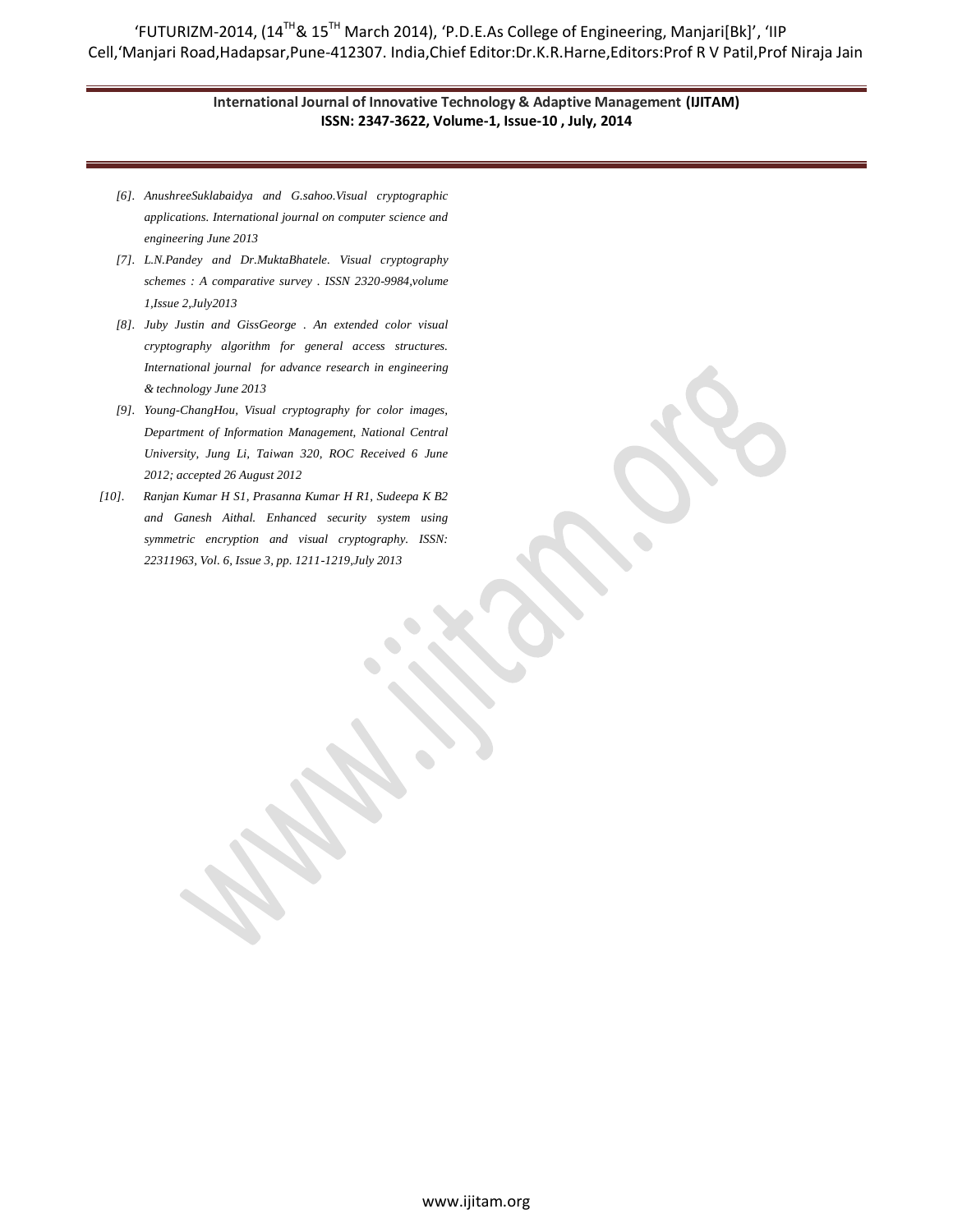[6]. AnushreeSuklabaidya and G.sahoo.Visual cryptographic applications. International journal on computer science and engineering June 2013

[7]. L.N.Pandey and Dr.MuktaBhatele. Visual cryptography schemes : A comparative survey . ISSN 2320-9984,volume 1,Issue 2,July2013

[8]. Juby Justin and GissGeorge . An extended color visual cryptography algorithm for general access structures. International journal for advance research in engineering & technology June 2013

[9]. Young-ChangHou, Visual cryptography for color images, Department of Information Management, National Central University, Jung Li, Taiwan 320, ROC Received 6 June 2012; accepted 26 August 2012

[10]. Ranjan Kumar H S1, Prasanna Kumar H R1, Sudeepa K B2 and Ganesh Aithal. Enhanced security system using symmetric encryption and visual cryptography. ISSN: 22311963, Vol. 6, Issue 3, pp. 1211-1219,July 2013